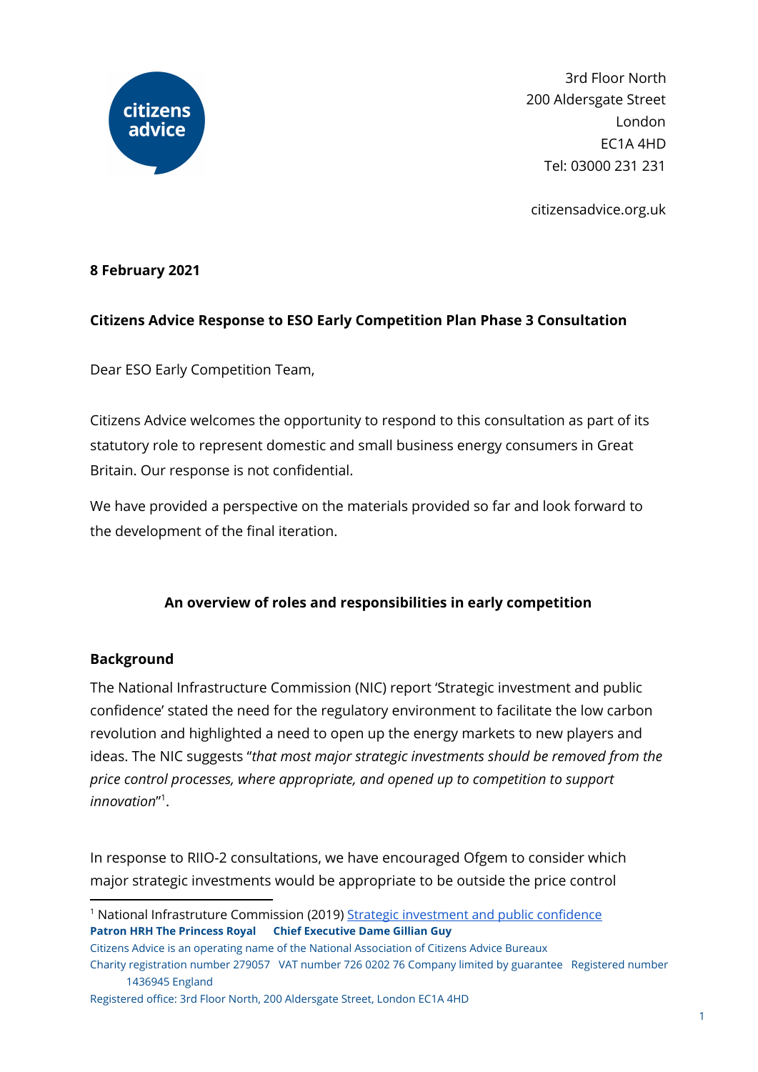3rd Floor North
200 Aldersgate Street
London
EC1A 4HD
Tel: 03000 231 231

citizensadvice.org.uk

**8 February 2021**

**Citizens Advice Response to ESO Early Competition Plan Phase 3 Consultation**

Dear ESO Early Competition Team,

Citizens Advice welcomes the opportunity to respond to this consultation as part of its statutory role to represent domestic and small business energy consumers in Great Britain. Our response is not confidential.

We have provided a perspective on the materials provided so far and look forward to the development of the final iteration.

## An overview of roles and responsibilities in early competition

### Background

The National Infrastructure Commission (NIC) report 'Strategic investment and public confidence' stated the need for the regulatory environment to facilitate the low carbon revolution and highlighted a need to open up the energy markets to new players and ideas. The NIC suggests "*that most major strategic investments should be removed from the price control processes, where appropriate, and opened up to competition to support innovation*"[1].

In response to RIIO-2 consultations, we have encouraged Ofgem to consider which major strategic investments would be appropriate to be outside the price control

[1] National Infrastruture Commission (2019) [Strategic investment and public confidence](Strategic investment and public confidence)

**Patron HRH The Princess Royal** **Chief Executive Dame Gillian Guy**

Citizens Advice is an operating name of the National Association of Citizens Advice Bureaux
Charity registration number 279057 VAT number 726 0202 76 Company limited by guarantee Registered number 1436945 England
Registered office: 3rd Floor North, 200 Aldersgate Street, London EC1A 4HD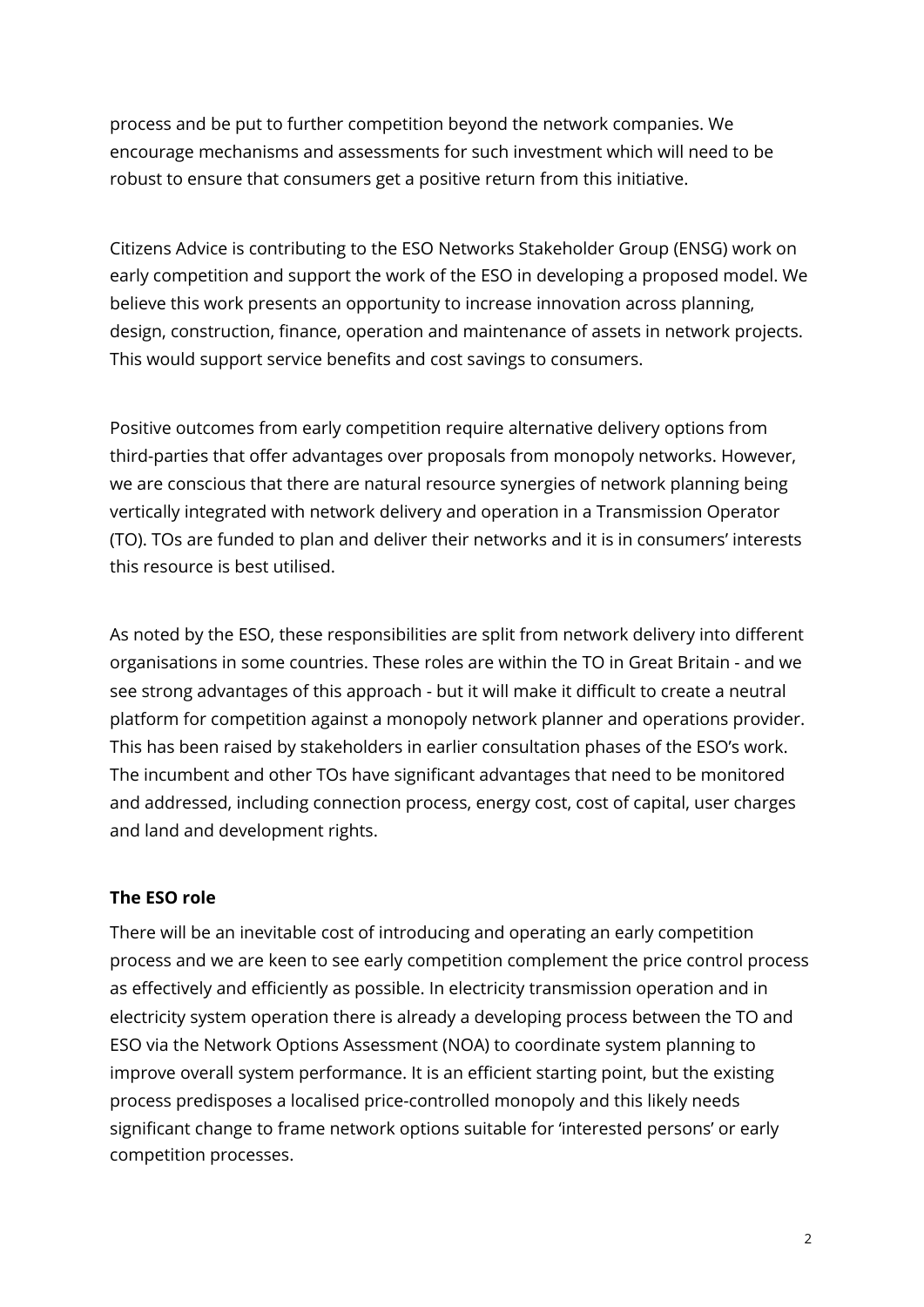process and be put to further competition beyond the network companies. We encourage mechanisms and assessments for such investment which will need to be robust to ensure that consumers get a positive return from this initiative.

Citizens Advice is contributing to the ESO Networks Stakeholder Group (ENSG) work on early competition and support the work of the ESO in developing a proposed model. We believe this work presents an opportunity to increase innovation across planning, design, construction, finance, operation and maintenance of assets in network projects. This would support service benefits and cost savings to consumers.

Positive outcomes from early competition require alternative delivery options from third-parties that offer advantages over proposals from monopoly networks. However, we are conscious that there are natural resource synergies of network planning being vertically integrated with network delivery and operation in a Transmission Operator (TO). TOs are funded to plan and deliver their networks and it is in consumers' interests this resource is best utilised.

As noted by the ESO, these responsibilities are split from network delivery into different organisations in some countries. These roles are within the TO in Great Britain - and we see strong advantages of this approach - but it will make it difficult to create a neutral platform for competition against a monopoly network planner and operations provider. This has been raised by stakeholders in earlier consultation phases of the ESO's work. The incumbent and other TOs have significant advantages that need to be monitored and addressed, including connection process, energy cost, cost of capital, user charges and land and development rights.

**The ESO role**

There will be an inevitable cost of introducing and operating an early competition process and we are keen to see early competition complement the price control process as effectively and efficiently as possible. In electricity transmission operation and in electricity system operation there is already a developing process between the TO and ESO via the Network Options Assessment (NOA) to coordinate system planning to improve overall system performance. It is an efficient starting point, but the existing process predisposes a localised price-controlled monopoly and this likely needs significant change to frame network options suitable for 'interested persons' or early competition processes.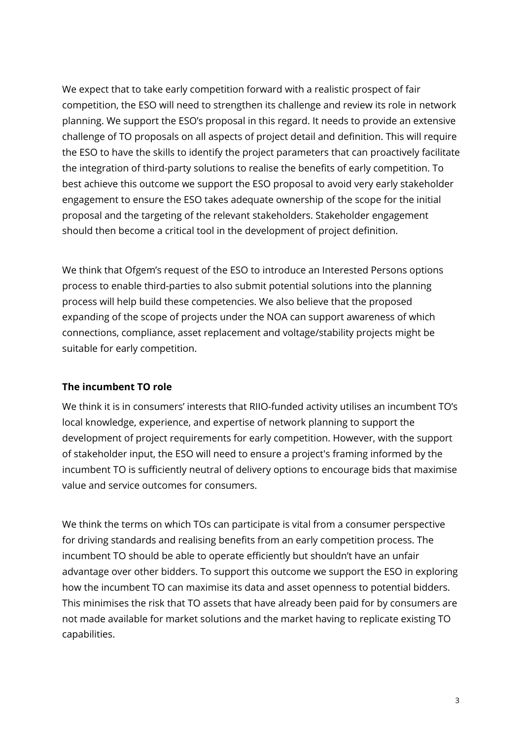We expect that to take early competition forward with a realistic prospect of fair competition, the ESO will need to strengthen its challenge and review its role in network planning. We support the ESO's proposal in this regard. It needs to provide an extensive challenge of TO proposals on all aspects of project detail and definition. This will require the ESO to have the skills to identify the project parameters that can proactively facilitate the integration of third-party solutions to realise the benefits of early competition. To best achieve this outcome we support the ESO proposal to avoid very early stakeholder engagement to ensure the ESO takes adequate ownership of the scope for the initial proposal and the targeting of the relevant stakeholders. Stakeholder engagement should then become a critical tool in the development of project definition.

We think that Ofgem's request of the ESO to introduce an Interested Persons options process to enable third-parties to also submit potential solutions into the planning process will help build these competencies. We also believe that the proposed expanding of the scope of projects under the NOA can support awareness of which connections, compliance, asset replacement and voltage/stability projects might be suitable for early competition.

**The incumbent TO role**

We think it is in consumers' interests that RIIO-funded activity utilises an incumbent TO's local knowledge, experience, and expertise of network planning to support the development of project requirements for early competition. However, with the support of stakeholder input, the ESO will need to ensure a project's framing informed by the incumbent TO is sufficiently neutral of delivery options to encourage bids that maximise value and service outcomes for consumers.

We think the terms on which TOs can participate is vital from a consumer perspective for driving standards and realising benefits from an early competition process. The incumbent TO should be able to operate efficiently but shouldn't have an unfair advantage over other bidders. To support this outcome we support the ESO in exploring how the incumbent TO can maximise its data and asset openness to potential bidders. This minimises the risk that TO assets that have already been paid for by consumers are not made available for market solutions and the market having to replicate existing TO capabilities.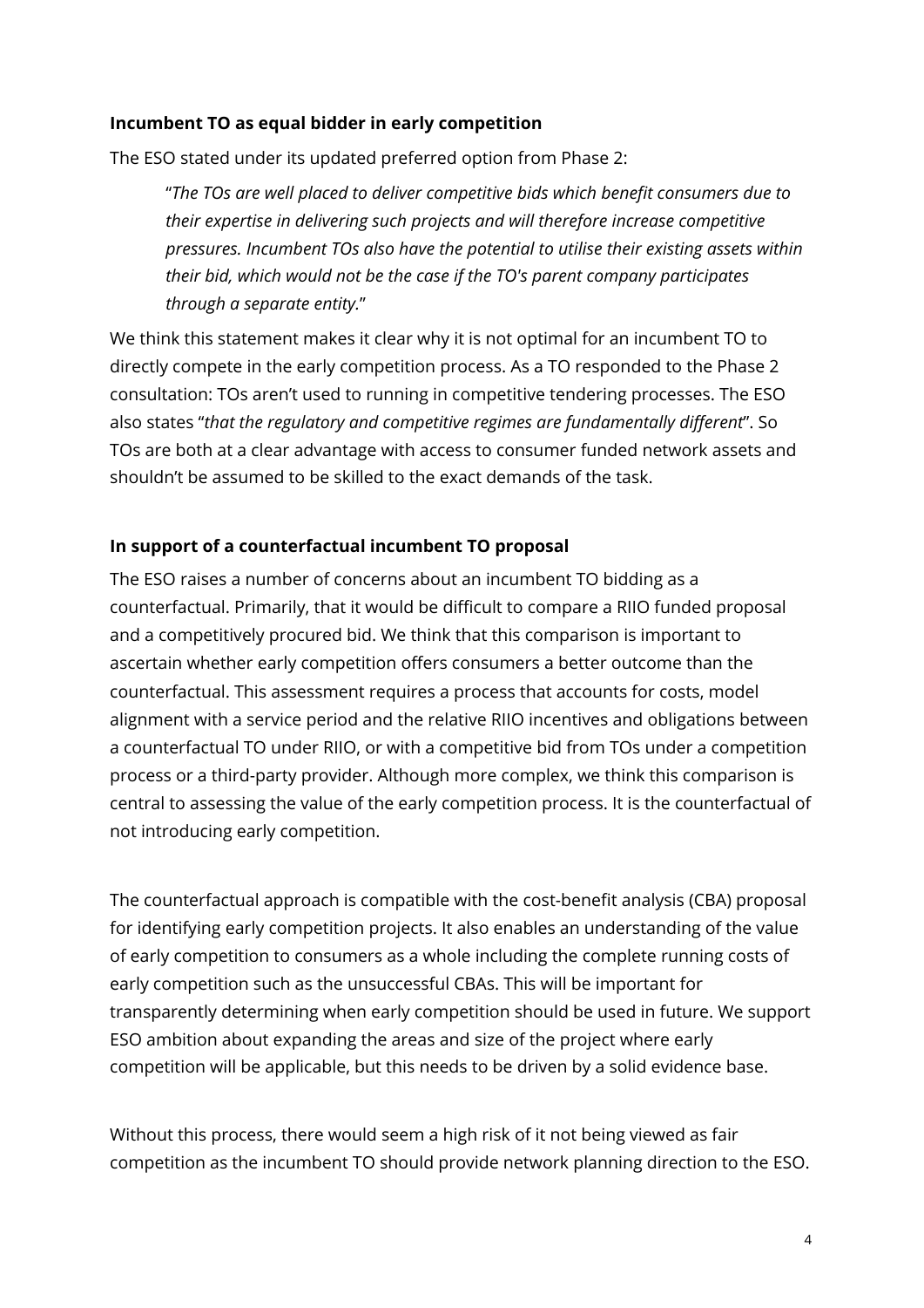**Incumbent TO as equal bidder in early competition**

The ESO stated under its updated preferred option from Phase 2:

> "*The TOs are well placed to deliver competitive bids which benefit consumers due to their expertise in delivering such projects and will therefore increase competitive pressures. Incumbent TOs also have the potential to utilise their existing assets within their bid, which would not be the case if the TO's parent company participates through a separate entity.*"

We think this statement makes it clear why it is not optimal for an incumbent TO to directly compete in the early competition process. As a TO responded to the Phase 2 consultation: TOs aren't used to running in competitive tendering processes. The ESO also states "*that the regulatory and competitive regimes are fundamentally different*". So TOs are both at a clear advantage with access to consumer funded network assets and shouldn't be assumed to be skilled to the exact demands of the task.

**In support of a counterfactual incumbent TO proposal**

The ESO raises a number of concerns about an incumbent TO bidding as a counterfactual. Primarily, that it would be difficult to compare a RIIO funded proposal and a competitively procured bid. We think that this comparison is important to ascertain whether early competition offers consumers a better outcome than the counterfactual. This assessment requires a process that accounts for costs, model alignment with a service period and the relative RIIO incentives and obligations between a counterfactual TO under RIIO, or with a competitive bid from TOs under a competition process or a third-party provider. Although more complex, we think this comparison is central to assessing the value of the early competition process. It is the counterfactual of not introducing early competition.

The counterfactual approach is compatible with the cost-benefit analysis (CBA) proposal for identifying early competition projects. It also enables an understanding of the value of early competition to consumers as a whole including the complete running costs of early competition such as the unsuccessful CBAs. This will be important for transparently determining when early competition should be used in future. We support ESO ambition about expanding the areas and size of the project where early competition will be applicable, but this needs to be driven by a solid evidence base.

Without this process, there would seem a high risk of it not being viewed as fair competition as the incumbent TO should provide network planning direction to the ESO.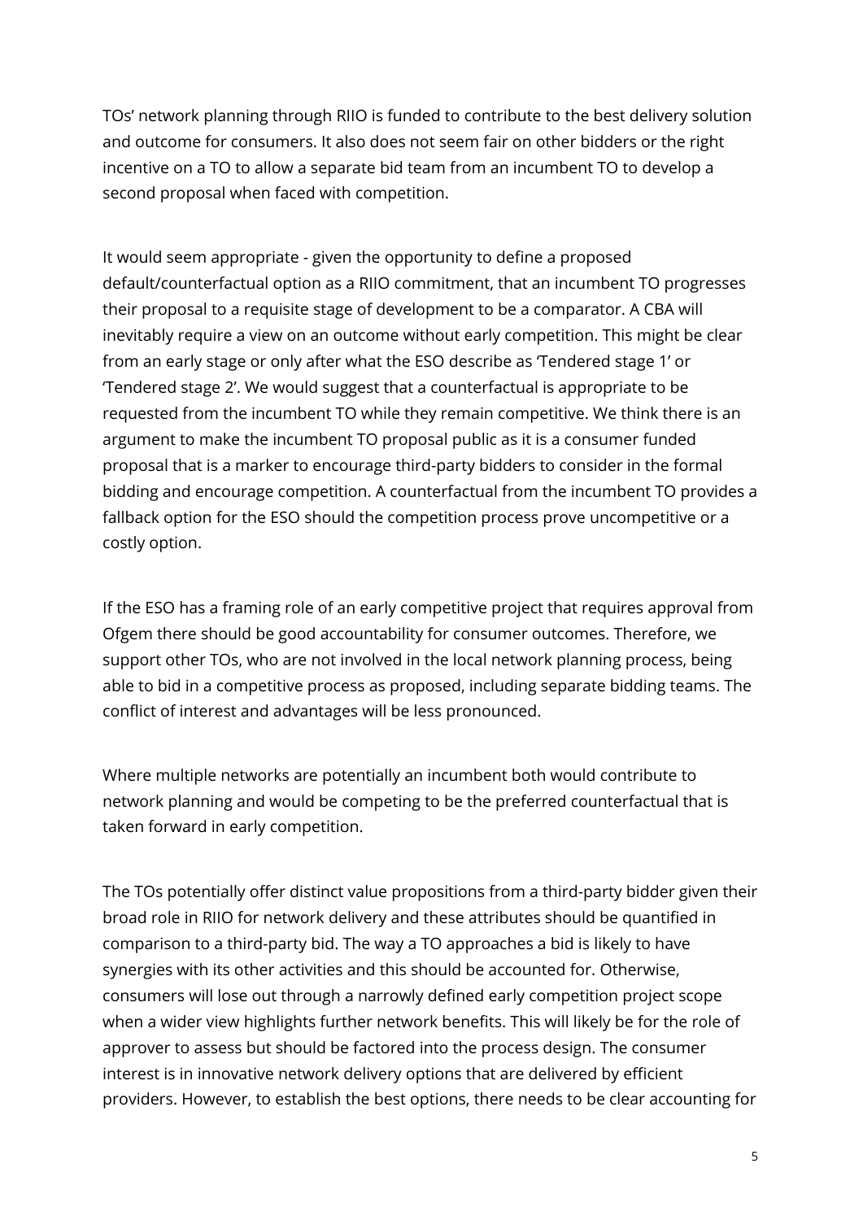TOs' network planning through RIIO is funded to contribute to the best delivery solution and outcome for consumers. It also does not seem fair on other bidders or the right incentive on a TO to allow a separate bid team from an incumbent TO to develop a second proposal when faced with competition.

It would seem appropriate - given the opportunity to define a proposed default/counterfactual option as a RIIO commitment, that an incumbent TO progresses their proposal to a requisite stage of development to be a comparator. A CBA will inevitably require a view on an outcome without early competition. This might be clear from an early stage or only after what the ESO describe as 'Tendered stage 1' or 'Tendered stage 2'. We would suggest that a counterfactual is appropriate to be requested from the incumbent TO while they remain competitive. We think there is an argument to make the incumbent TO proposal public as it is a consumer funded proposal that is a marker to encourage third-party bidders to consider in the formal bidding and encourage competition. A counterfactual from the incumbent TO provides a fallback option for the ESO should the competition process prove uncompetitive or a costly option.

If the ESO has a framing role of an early competitive project that requires approval from Ofgem there should be good accountability for consumer outcomes. Therefore, we support other TOs, who are not involved in the local network planning process, being able to bid in a competitive process as proposed, including separate bidding teams. The conflict of interest and advantages will be less pronounced.

Where multiple networks are potentially an incumbent both would contribute to network planning and would be competing to be the preferred counterfactual that is taken forward in early competition.

The TOs potentially offer distinct value propositions from a third-party bidder given their broad role in RIIO for network delivery and these attributes should be quantified in comparison to a third-party bid. The way a TO approaches a bid is likely to have synergies with its other activities and this should be accounted for. Otherwise, consumers will lose out through a narrowly defined early competition project scope when a wider view highlights further network benefits. This will likely be for the role of approver to assess but should be factored into the process design. The consumer interest is in innovative network delivery options that are delivered by efficient providers. However, to establish the best options, there needs to be clear accounting for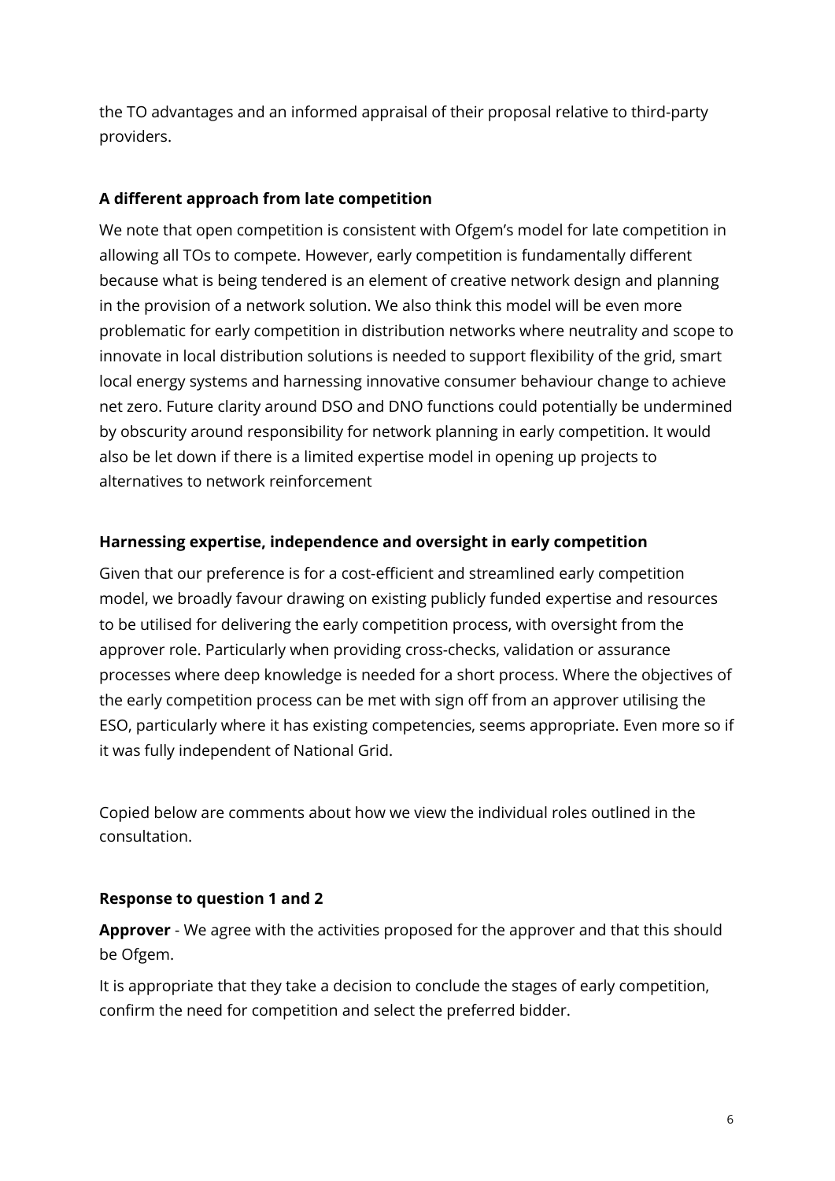the TO advantages and an informed appraisal of their proposal relative to third-party providers.

**A different approach from late competition**

We note that open competition is consistent with Ofgem's model for late competition in allowing all TOs to compete. However, early competition is fundamentally different because what is being tendered is an element of creative network design and planning in the provision of a network solution. We also think this model will be even more problematic for early competition in distribution networks where neutrality and scope to innovate in local distribution solutions is needed to support flexibility of the grid, smart local energy systems and harnessing innovative consumer behaviour change to achieve net zero. Future clarity around DSO and DNO functions could potentially be undermined by obscurity around responsibility for network planning in early competition. It would also be let down if there is a limited expertise model in opening up projects to alternatives to network reinforcement

**Harnessing expertise, independence and oversight in early competition**

Given that our preference is for a cost-efficient and streamlined early competition model, we broadly favour drawing on existing publicly funded expertise and resources to be utilised for delivering the early competition process, with oversight from the approver role. Particularly when providing cross-checks, validation or assurance processes where deep knowledge is needed for a short process. Where the objectives of the early competition process can be met with sign off from an approver utilising the ESO, particularly where it has existing competencies, seems appropriate. Even more so if it was fully independent of National Grid.

Copied below are comments about how we view the individual roles outlined in the consultation.

**Response to question 1 and 2**

**Approver** - We agree with the activities proposed for the approver and that this should be Ofgem.

It is appropriate that they take a decision to conclude the stages of early competition, confirm the need for competition and select the preferred bidder.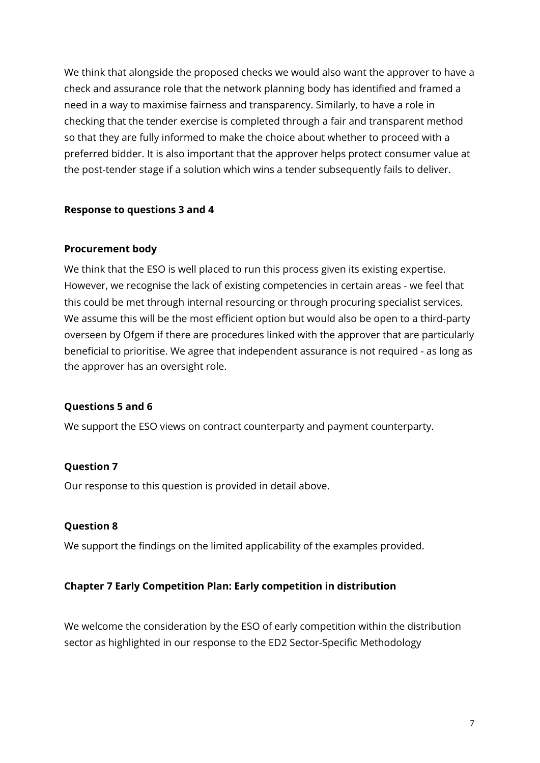We think that alongside the proposed checks we would also want the approver to have a check and assurance role that the network planning body has identified and framed a need in a way to maximise fairness and transparency. Similarly, to have a role in checking that the tender exercise is completed through a fair and transparent method so that they are fully informed to make the choice about whether to proceed with a preferred bidder. It is also important that the approver helps protect consumer value at the post-tender stage if a solution which wins a tender subsequently fails to deliver.

**Response to questions 3 and 4**

**Procurement body**

We think that the ESO is well placed to run this process given its existing expertise. However, we recognise the lack of existing competencies in certain areas - we feel that this could be met through internal resourcing or through procuring specialist services. We assume this will be the most efficient option but would also be open to a third-party overseen by Ofgem if there are procedures linked with the approver that are particularly beneficial to prioritise. We agree that independent assurance is not required - as long as the approver has an oversight role.

**Questions 5 and 6**

We support the ESO views on contract counterparty and payment counterparty.

**Question 7**

Our response to this question is provided in detail above.

**Question 8**

We support the findings on the limited applicability of the examples provided.

**Chapter 7 Early Competition Plan: Early competition in distribution**

We welcome the consideration by the ESO of early competition within the distribution sector as highlighted in our response to the ED2 Sector-Specific Methodology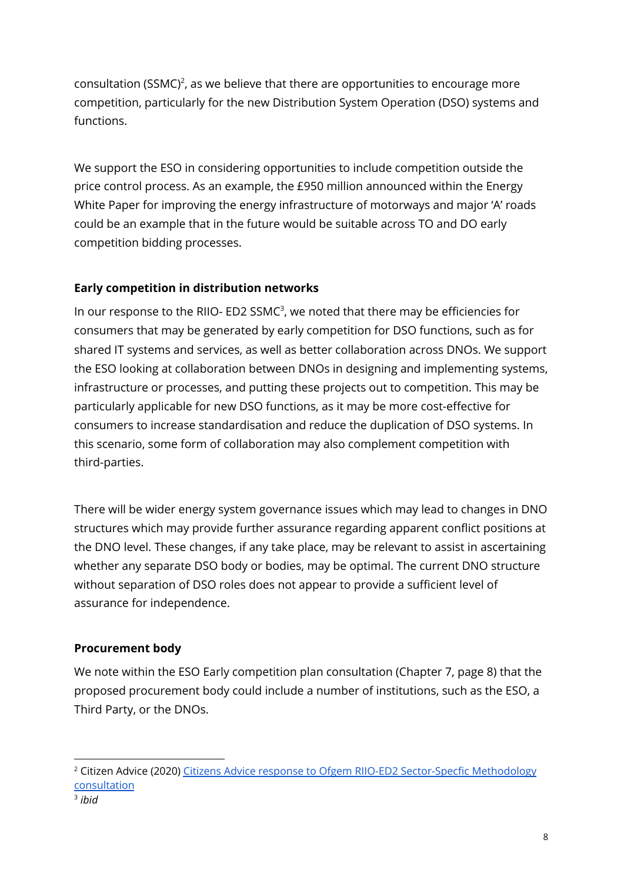consultation (SSMC)[2], as we believe that there are opportunities to encourage more competition, particularly for the new Distribution System Operation (DSO) systems and functions.

We support the ESO in considering opportunities to include competition outside the price control process. As an example, the £950 million announced within the Energy White Paper for improving the energy infrastructure of motorways and major 'A' roads could be an example that in the future would be suitable across TO and DO early competition bidding processes.

**Early competition in distribution networks**

In our response to the RIIO- ED2 SSMC[3], we noted that there may be efficiencies for consumers that may be generated by early competition for DSO functions, such as for shared IT systems and services, as well as better collaboration across DNOs. We support the ESO looking at collaboration between DNOs in designing and implementing systems, infrastructure or processes, and putting these projects out to competition. This may be particularly applicable for new DSO functions, as it may be more cost-effective for consumers to increase standardisation and reduce the duplication of DSO systems. In this scenario, some form of collaboration may also complement competition with third-parties.

There will be wider energy system governance issues which may lead to changes in DNO structures which may provide further assurance regarding apparent conflict positions at the DNO level. These changes, if any take place, may be relevant to assist in ascertaining whether any separate DSO body or bodies, may be optimal. The current DNO structure without separation of DSO roles does not appear to provide a sufficient level of assurance for independence.

**Procurement body**

We note within the ESO Early competition plan consultation (Chapter 7, page 8) that the proposed procurement body could include a number of institutions, such as the ESO, a Third Party, or the DNOs.

[2] Citizen Advice (2020) [Citizens Advice response to Ofgem RIIO-ED2 Sector-Specfic Methodology consultation]

[3] *ibid*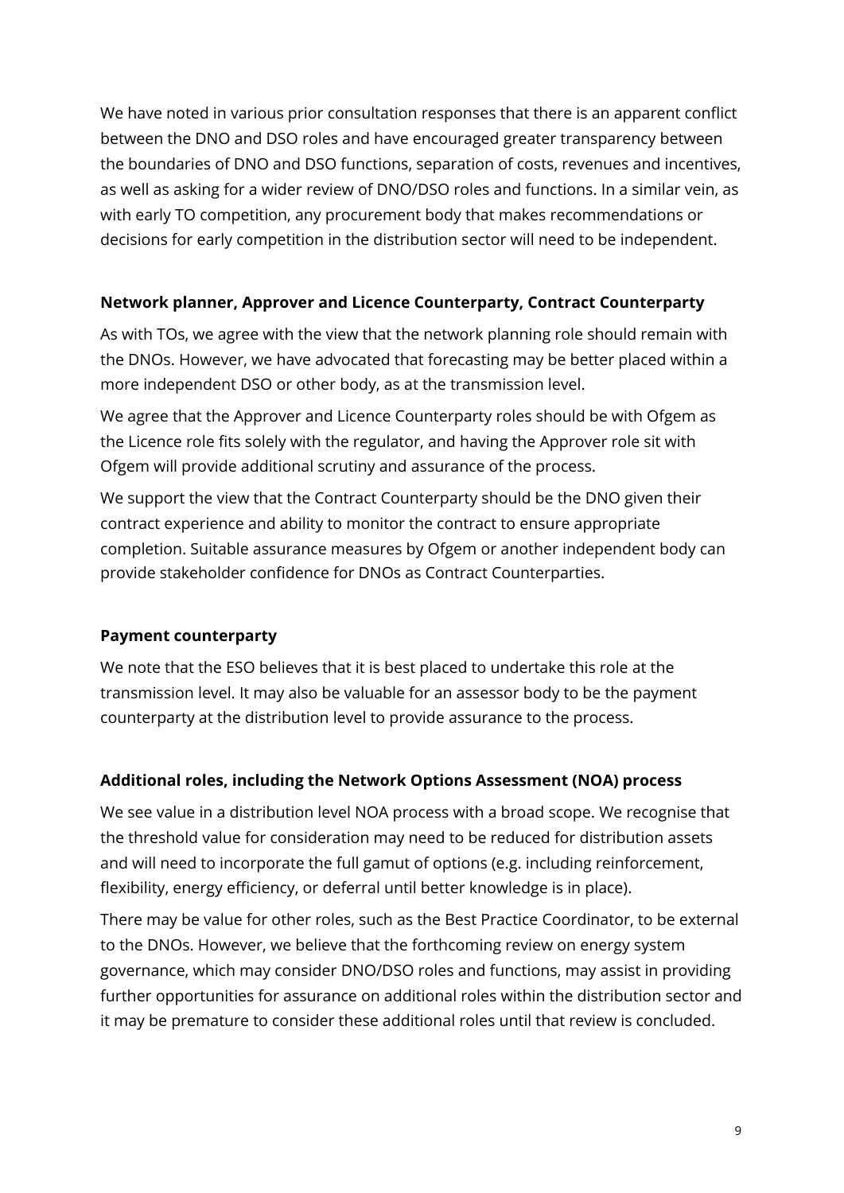We have noted in various prior consultation responses that there is an apparent conflict between the DNO and DSO roles and have encouraged greater transparency between the boundaries of DNO and DSO functions, separation of costs, revenues and incentives, as well as asking for a wider review of DNO/DSO roles and functions. In a similar vein, as with early TO competition, any procurement body that makes recommendations or decisions for early competition in the distribution sector will need to be independent.

**Network planner, Approver and Licence Counterparty, Contract Counterparty**

As with TOs, we agree with the view that the network planning role should remain with the DNOs. However, we have advocated that forecasting may be better placed within a more independent DSO or other body, as at the transmission level.

We agree that the Approver and Licence Counterparty roles should be with Ofgem as the Licence role fits solely with the regulator, and having the Approver role sit with Ofgem will provide additional scrutiny and assurance of the process.

We support the view that the Contract Counterparty should be the DNO given their contract experience and ability to monitor the contract to ensure appropriate completion. Suitable assurance measures by Ofgem or another independent body can provide stakeholder confidence for DNOs as Contract Counterparties.

**Payment counterparty**

We note that the ESO believes that it is best placed to undertake this role at the transmission level. It may also be valuable for an assessor body to be the payment counterparty at the distribution level to provide assurance to the process.

**Additional roles, including the Network Options Assessment (NOA) process**

We see value in a distribution level NOA process with a broad scope. We recognise that the threshold value for consideration may need to be reduced for distribution assets and will need to incorporate the full gamut of options (e.g. including reinforcement, flexibility, energy efficiency, or deferral until better knowledge is in place).

There may be value for other roles, such as the Best Practice Coordinator, to be external to the DNOs. However, we believe that the forthcoming review on energy system governance, which may consider DNO/DSO roles and functions, may assist in providing further opportunities for assurance on additional roles within the distribution sector and it may be premature to consider these additional roles until that review is concluded.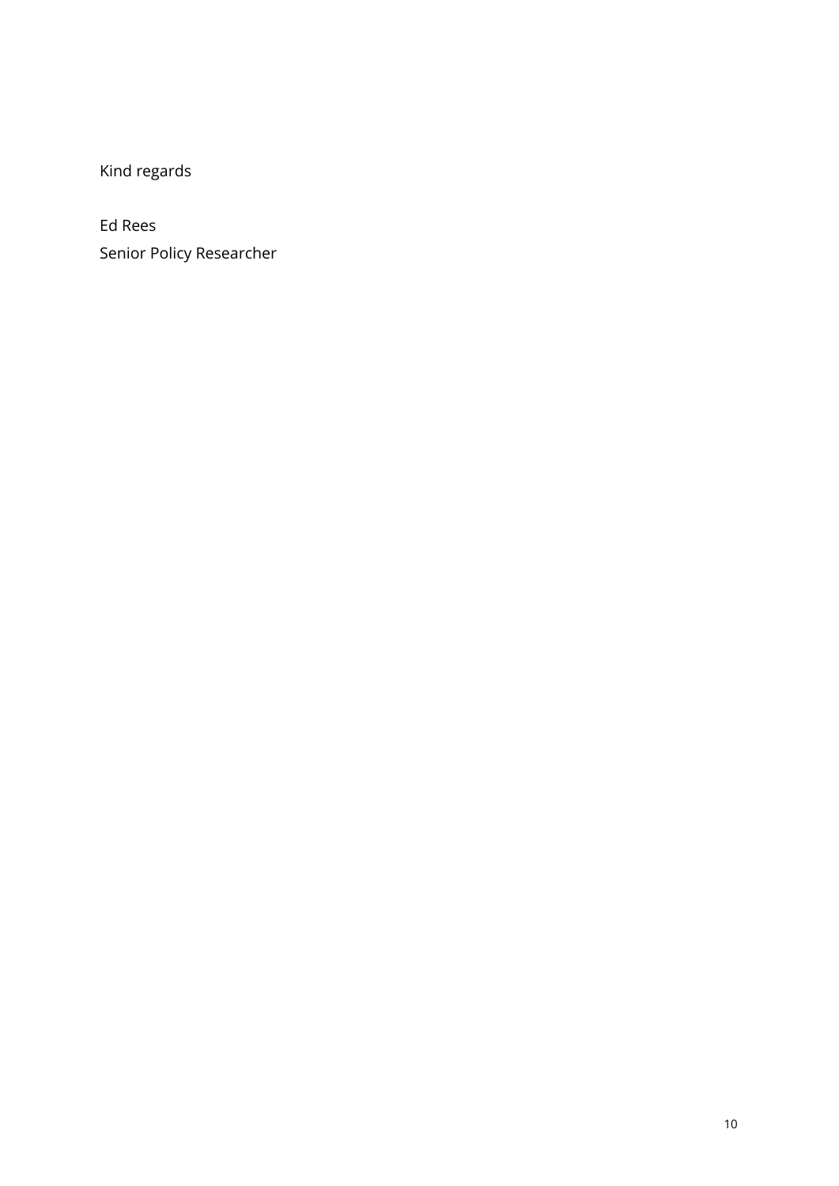Kind regards

Ed Rees

Senior Policy Researcher